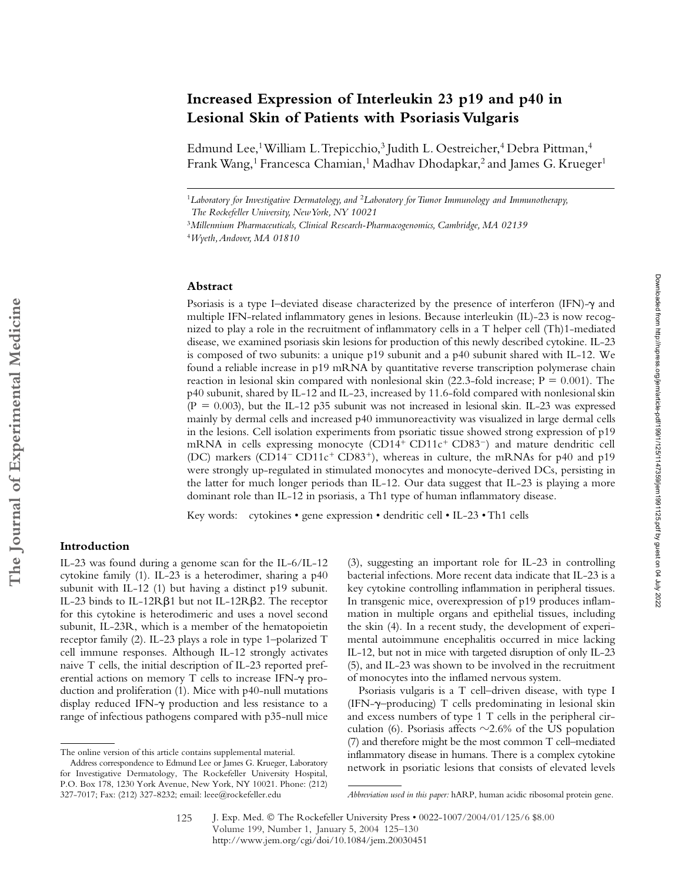# Increased Expression of Interleukin 23 p19 and p40 in Lesional Skin of Patients with Psoriasis Vulgaris

Edmund Lee,[1] William L. Trepicchio,[3] Judith L. Oestreicher,[4] Debra Pittman,[4] Frank Wang,[1] Francesca Chamian,[1] Madhav Dhodapkar,[2] and James G. Krueger[1]

[1]*Laboratory for Investigative Dermatology, and* [2]*Laboratory for Tumor Immunology and Immunotherapy, The Rockefeller University, New York, NY 10021*

[3]*Millennium Pharmaceuticals, Clinical Research-Pharmacogenomics, Cambridge, MA 02139*

[4]*Wyeth, Andover, MA 01810*

## Abstract

Psoriasis is a type I–deviated disease characterized by the presence of interferon (IFN)-γ and multiple IFN-related inflammatory genes in lesions. Because interleukin (IL)-23 is now recognized to play a role in the recruitment of inflammatory cells in a T helper cell (Th)1-mediated disease, we examined psoriasis skin lesions for production of this newly described cytokine. IL-23 is composed of two subunits: a unique p19 subunit and a p40 subunit shared with IL-12. We found a reliable increase in p19 mRNA by quantitative reverse transcription polymerase chain reaction in lesional skin compared with nonlesional skin (22.3-fold increase; $P = 0.001$). The p40 subunit, shared by IL-12 and IL-23, increased by 11.6-fold compared with nonlesional skin ($P = 0.003$), but the IL-12 p35 subunit was not increased in lesional skin. IL-23 was expressed mainly by dermal cells and increased p40 immunoreactivity was visualized in large dermal cells in the lesions. Cell isolation experiments from psoriatic tissue showed strong expression of p19 mRNA in cells expressing monocyte (CD14$^+$ CD11c$^+$ CD83$^-$) and mature dendritic cell (DC) markers (CD14$^-$ CD11c$^+$ CD83$^+$), whereas in culture, the mRNAs for p40 and p19 were strongly up-regulated in stimulated monocytes and monocyte-derived DCs, persisting in the latter for much longer periods than IL-12. Our data suggest that IL-23 is playing a more dominant role than IL-12 in psoriasis, a Th1 type of human inflammatory disease.

Key words: cytokines • gene expression • dendritic cell • IL-23 • Th1 cells

## Introduction

IL-23 was found during a genome scan for the IL-6/IL-12 cytokine family (1). IL-23 is a heterodimer, sharing a p40 subunit with IL-12 (1) but having a distinct p19 subunit. IL-23 binds to IL-12Rβ1 but not IL-12Rβ2. The receptor for this cytokine is heterodimeric and uses a novel second subunit, IL-23R, which is a member of the hematopoietin receptor family (2). IL-23 plays a role in type 1–polarized T cell immune responses. Although IL-12 strongly activates naive T cells, the initial description of IL-23 reported preferential actions on memory T cells to increase IFN-γ production and proliferation (1). Mice with p40-null mutations display reduced IFN-γ production and less resistance to a range of infectious pathogens compared with p35-null mice (3), suggesting an important role for IL-23 in controlling bacterial infections. More recent data indicate that IL-23 is a key cytokine controlling inflammation in peripheral tissues. In transgenic mice, overexpression of p19 produces inflammation in multiple organs and epithelial tissues, including the skin (4). In a recent study, the development of experimental autoimmune encephalitis occurred in mice lacking IL-12, but not in mice with targeted disruption of only IL-23 (5), and IL-23 was shown to be involved in the recruitment of monocytes into the inflamed nervous system.

Psoriasis vulgaris is a T cell–driven disease, with type I (IFN-γ–producing) T cells predominating in lesional skin and excess numbers of type 1 T cells in the peripheral circulation (6). Psoriasis affects ~2.6% of the US population (7) and therefore might be the most common T cell–mediated inflammatory disease in humans. There is a complex cytokine network in psoriatic lesions that consists of elevated levels

The online version of this article contains supplemental material.

Address correspondence to Edmund Lee or James G. Krueger, Laboratory for Investigative Dermatology, The Rockefeller University Hospital, P.O. Box 178, 1230 York Avenue, New York, NY 10021. Phone: (212) 327-7017; Fax: (212) 327-8232; email: leee@rockefeller.edu

*Abbreviation used in this paper:* hARP, human acidic ribosomal protein gene.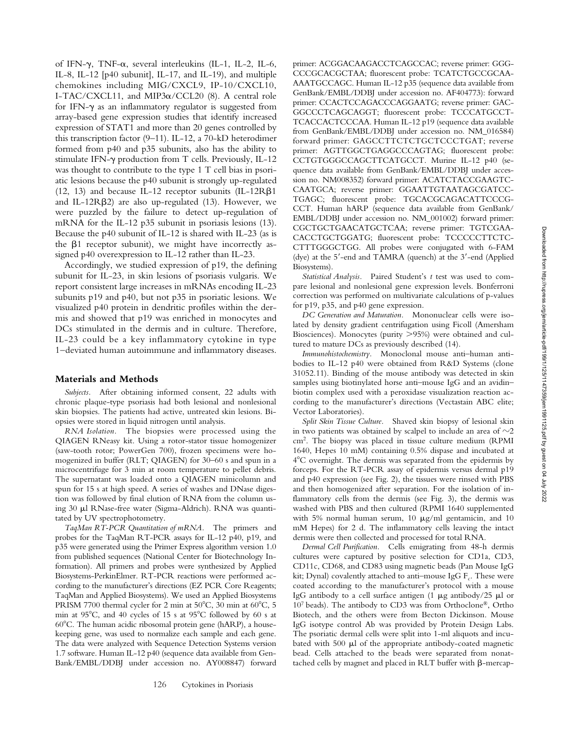of IFN-γ, TNF-α, several interleukins (IL-1, IL-2, IL-6, IL-8, IL-12 [p40 subunit], IL-17, and IL-19), and multiple chemokines including MIG/CXCL9, IP-10/CXCL10, I-TAC/CXCL11, and MIP3α/CCL20 (8). A central role for IFN-γ as an inflammatory regulator is suggested from array-based gene expression studies that identify increased expression of STAT1 and more than 20 genes controlled by this transcription factor (9–11). IL-12, a 70-kD heterodimer formed from p40 and p35 subunits, also has the ability to stimulate IFN-γ production from T cells. Previously, IL-12 was thought to contribute to the type 1 T cell bias in psoriatic lesions because the p40 subunit is strongly up-regulated (12, 13) and because IL-12 receptor subunits (IL-12Rβ1 and IL-12Rβ2) are also up-regulated (13). However, we were puzzled by the failure to detect up-regulation of mRNA for the IL-12 p35 subunit in psoriasis lesions (13). Because the p40 subunit of IL-12 is shared with IL-23 (as is the β1 receptor subunit), we might have incorrectly assigned p40 overexpression to IL-12 rather than IL-23.

Accordingly, we studied expression of p19, the defining subunit for IL-23, in skin lesions of psoriasis vulgaris. We report consistent large increases in mRNAs encoding IL-23 subunits p19 and p40, but not p35 in psoriatic lesions. We visualized p40 protein in dendritic profiles within the dermis and showed that p19 was enriched in monocytes and DCs stimulated in the dermis and in culture. Therefore, IL-23 could be a key inflammatory cytokine in type 1–deviated human autoimmune and inflammatory diseases.

## Materials and Methods

*Subjects.* After obtaining informed consent, 22 adults with chronic plaque-type psoriasis had both lesional and nonlesional skin biopsies. The patients had active, untreated skin lesions. Biopsies were stored in liquid nitrogen until analysis.

*RNA Isolation.* The biopsies were processed using the QIAGEN RNeasy kit. Using a rotor-stator tissue homogenizer (saw-tooth rotor; PowerGen 700), frozen specimens were homogenized in buffer (RLT; QIAGEN) for 30–60 s and spun in a microcentrifuge for 3 min at room temperature to pellet debris. The supernatant was loaded onto a QIAGEN minicolumn and spun for 15 s at high speed. A series of washes and DNase digestion was followed by final elution of RNA from the column using 30 μl RNase-free water (Sigma-Aldrich). RNA was quantitated by UV spectrophotometry.

*TaqMan RT-PCR Quantitation of mRNA.* The primers and probes for the TaqMan RT-PCR assays for IL-12 p40, p19, and p35 were generated using the Primer Express algorithm version 1.0 from published sequences (National Center for Biotechnology Information). All primers and probes were synthesized by Applied Biosystems-PerkinElmer. RT-PCR reactions were performed according to the manufacturer's directions (EZ PCR Core Reagents; TaqMan and Applied Biosystems). We used an Applied Biosystems PRISM 7700 thermal cycler for 2 min at 50°C, 30 min at 60°C, 5 min at 95°C, and 40 cycles of 15 s at 95°C followed by 60 s at 60°C. The human acidic ribosomal protein gene (hARP), a housekeeping gene, was used to normalize each sample and each gene. The data were analyzed with Sequence Detection Systems version 1.7 software. Human IL-12 p40 (sequence data available from GenBank/EMBL/DDBJ under accession no. AY008847) forward primer: ACGGACAAGACCTCAGCCAC; reverse primer: GGGCCCGCACGCTAA; fluorescent probe: TCATCTGCCGCAAAAATGCCAGC. Human IL-12 p35 (sequence data available from GenBank/EMBL/DDBJ under accession no. AF404773): forward primer: CCACTCCAGACCCAGGAATG; reverse primer: GACGGCCCTCAGCAGGT; fluorescent probe: TCCCATGCCTTCACCACTCCCAA. Human IL-12 p19 (sequence data available from GenBank/EMBL/DDBJ under accession no. NM_016584) forward primer: GAGCCTTCTCTGCTCCCTGAT; reverse primer: AGTTGGCTGAGGCCCAGTAG; fluorescent probe: CCTGTGGGCCAGCTTCATGCCT. Murine IL-12 p40 (sequence data available from GenBank/EMBL/DDBJ under accession no. NM008352) forward primer: ACATCTACCGAAGTCCAATGCA; reverse primer: GGAATTGTAATAGCGATCCTGAGC; fluorescent probe: TGCACGCAGACATTCCCGCCT. Human hARP (sequence data available from GenBank/EMBL/DDBJ under accession no. NM_001002) forward primer: CGCTGCTGAACATGCTCAA; reverse primer: TGTCGAACACCTGCTGGATG; fluorescent probe: TCCCCCTTCTCCTTTGGGCTGG. All probes were conjugated with 6-FAM (dye) at the 5′-end and TAMRA (quench) at the 3′-end (Applied Biosystems).

*Statistical Analysis.* Paired Student's *t* test was used to compare lesional and nonlesional gene expression levels. Bonferroni correction was performed on multivariate calculations of p-values for p19, p35, and p40 gene expression.

*DC Generation and Maturation.* Mononuclear cells were isolated by density gradient centrifugation using Ficoll (Amersham Biosciences). Monocytes (purity >95%) were obtained and cultured to mature DCs as previously described (14).

*Immunohistochemistry.* Monoclonal mouse anti–human antibodies to IL-12 p40 were obtained from R&D Systems (clone 31052.11). Binding of the mouse antibody was detected in skin samples using biotinylated horse anti–mouse IgG and an avidin–biotin complex used with a peroxidase visualization reaction according to the manufacturer's directions (Vectastain ABC elite; Vector Laboratories).

*Split Skin Tissue Culture.* Shaved skin biopsy of lesional skin in two patients was obtained by scalpel to include an area of ~2 cm². The biopsy was placed in tissue culture medium (RPMI 1640, Hepes 10 mM) containing 0.5% dispase and incubated at 4°C overnight. The dermis was separated from the epidermis by forceps. For the RT-PCR assay of epidermis versus dermal p19 and p40 expression (see Fig. 2), the tissues were rinsed with PBS and then homogenized after separation. For the isolation of inflammatory cells from the dermis (see Fig. 3), the dermis was washed with PBS and then cultured (RPMI 1640 supplemented with 5% normal human serum, 10 μg/ml gentamicin, and 10 mM Hepes) for 2 d. The inflammatory cells leaving the intact dermis were then collected and processed for total RNA.

*Dermal Cell Purification.* Cells emigrating from 48-h dermis cultures were captured by positive selection for CD1a, CD3, CD11c, CD68, and CD83 using magnetic beads (Pan Mouse IgG kit; Dynal) covalently attached to anti–mouse IgG $F_c$. These were coated according to the manufacturer's protocol with a mouse IgG antibody to a cell surface antigen (1 μg antibody/25 μl or $10^7$ beads). The antibody to CD3 was from Orthoclone®, Ortho Biotech, and the others were from Becton Dickinson. Mouse IgG isotype control Ab was provided by Protein Design Labs. The psoriatic dermal cells were split into 1-ml aliquots and incubated with 500 μl of the appropriate antibody-coated magnetic bead. Cells attached to the beads were separated from nonattached cells by magnet and placed in RLT buffer with β-mercap-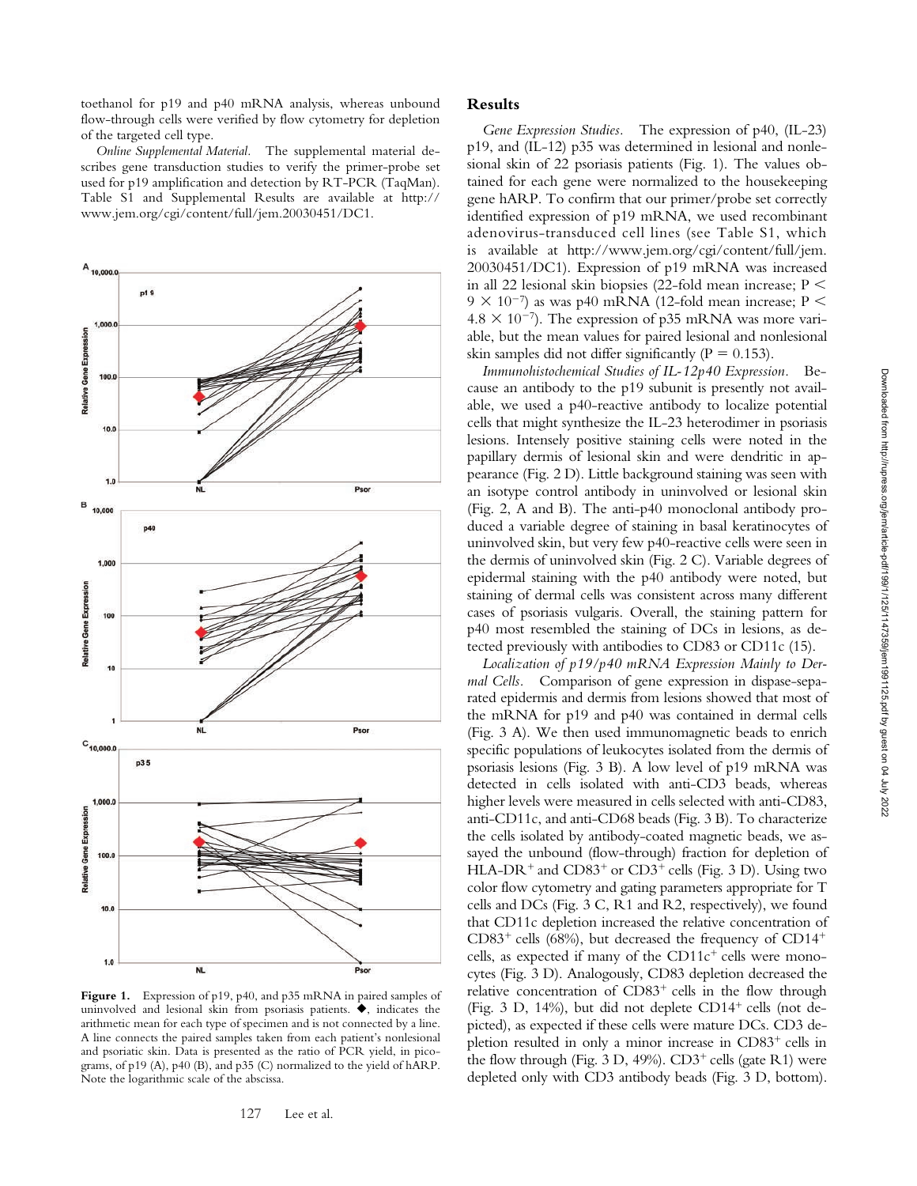toethanol for p19 and p40 mRNA analysis, whereas unbound flow-through cells were verified by flow cytometry for depletion of the targeted cell type.

*Online Supplemental Material.* The supplemental material describes gene transduction studies to verify the primer-probe set used for p19 amplification and detection by RT-PCR (TaqMan). Table S1 and Supplemental Results are available at http://www.jem.org/cgi/content/full/jem.20030451/DC1.

**Figure 1.** Expression of p19, p40, and p35 mRNA in paired samples of uninvolved and lesional skin from psoriasis patients. ◆, indicates the arithmetic mean for each type of specimen and is not connected by a line. A line connects the paired samples taken from each patient's nonlesional and psoriatic skin. Data is presented as the ratio of PCR yield, in picograms, of p19 (A), p40 (B), and p35 (C) normalized to the yield of hARP. Note the logarithmic scale of the abscissa.

## Results

*Gene Expression Studies.* The expression of p40, (IL-23) p19, and (IL-12) p35 was determined in lesional and nonlesional skin of 22 psoriasis patients (Fig. 1). The values obtained for each gene were normalized to the housekeeping gene hARP. To confirm that our primer/probe set correctly identified expression of p19 mRNA, we used recombinant adenovirus-transduced cell lines (see Table S1, which is available at http://www.jem.org/cgi/content/full/jem.20030451/DC1). Expression of p19 mRNA was increased in all 22 lesional skin biopsies (22-fold mean increase; $P < 9 \times 10^{-7}$) as was p40 mRNA (12-fold mean increase; $P < 4.8 \times 10^{-7}$). The expression of p35 mRNA was more variable, but the mean values for paired lesional and nonlesional skin samples did not differ significantly ($P = 0.153$).

*Immunohistochemical Studies of IL-12p40 Expression.* Because an antibody to the p19 subunit is presently not available, we used a p40-reactive antibody to localize potential cells that might synthesize the IL-23 heterodimer in psoriasis lesions. Intensely positive staining cells were noted in the papillary dermis of lesional skin and were dendritic in appearance (Fig. 2 D). Little background staining was seen with an isotype control antibody in uninvolved or lesional skin (Fig. 2, A and B). The anti-p40 monoclonal antibody produced a variable degree of staining in basal keratinocytes of uninvolved skin, but very few p40-reactive cells were seen in the dermis of uninvolved skin (Fig. 2 C). Variable degrees of epidermal staining with the p40 antibody were noted, but staining of dermal cells was consistent across many different cases of psoriasis vulgaris. Overall, the staining pattern for p40 most resembled the staining of DCs in lesions, as detected previously with antibodies to CD83 or CD11c (15).

*Localization of p19/p40 mRNA Expression Mainly to Dermal Cells.* Comparison of gene expression in dispase-separated epidermis and dermis from lesions showed that most of the mRNA for p19 and p40 was contained in dermal cells (Fig. 3 A). We then used immunomagnetic beads to enrich specific populations of leukocytes isolated from the dermis of psoriasis lesions (Fig. 3 B). A low level of p19 mRNA was detected in cells isolated with anti-CD3 beads, whereas higher levels were measured in cells selected with anti-CD83, anti-CD11c, and anti-CD68 beads (Fig. 3 B). To characterize the cells isolated by antibody-coated magnetic beads, we assayed the unbound (flow-through) fraction for depletion of HLA-DR$^+$ and CD83$^+$ or CD3$^+$ cells (Fig. 3 D). Using two color flow cytometry and gating parameters appropriate for T cells and DCs (Fig. 3 C, R1 and R2, respectively), we found that CD11c depletion increased the relative concentration of CD83$^+$ cells (68%), but decreased the frequency of CD14$^+$ cells, as expected if many of the CD11c$^+$ cells were monocytes (Fig. 3 D). Analogously, CD83 depletion decreased the relative concentration of CD83$^+$ cells in the flow through (Fig. 3 D, 14%), but did not deplete CD14$^+$ cells (not depicted), as expected if these cells were mature DCs. CD3 depletion resulted in only a minor increase in CD83$^+$ cells in the flow through (Fig. 3 D, 49%). CD3$^+$ cells (gate R1) were depleted only with CD3 antibody beads (Fig. 3 D, bottom).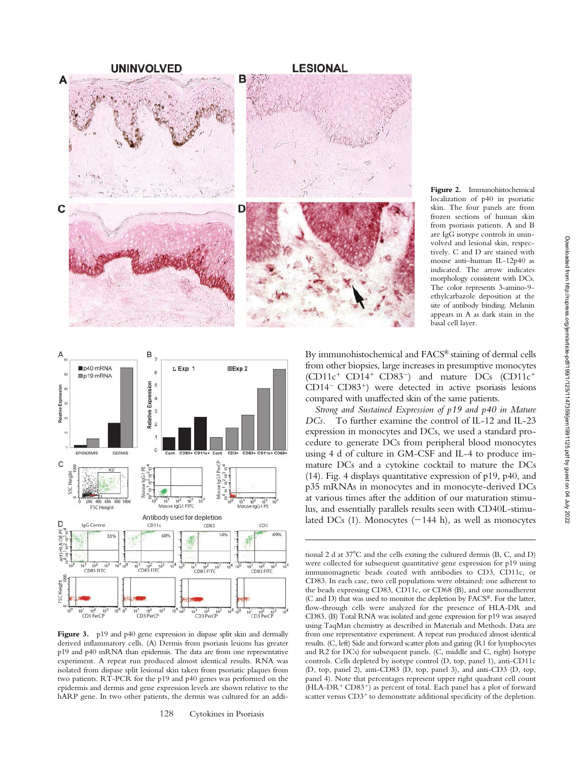**Figure 2.** Immunohistochemical localization of p40 in psoriatic skin. The four panels are from frozen sections of human skin from psoriasis patients. A and B are IgG isotype controls in uninvolved and lesional skin, respectively. C and D are stained with mouse anti–human IL-12p40 as indicated. The arrow indicates morphology consistent with DCs. The color represents 3-amino-9-ethylcarbazole deposition at the site of antibody binding. Melanin appears in A as dark stain in the basal cell layer.

**Figure 3.** p19 and p40 gene expression in dispase split skin and dermally derived inflammatory cells. (A) Dermis from psoriasis lesions has greater p19 and p40 mRNA than epidermis. The data are from one representative experiment. A repeat run produced almost identical results. RNA was isolated from dispase split lesional skin taken from psoriatic plaques from two patients. RT-PCR for the p19 and p40 genes was performed on the epidermis and dermis and gene expression levels are shown relative to the hARP gene. In two other patients, the dermis was cultured for an additional 2 d at 37°C and the cells exiting the cultured dermis (B, C, and D) were collected for subsequent quantitative gene expression for p19 using immunomagnetic beads coated with antibodies to CD3, CD11c, or CD83. In each case, two cell populations were obtained: one adherent to the beads expressing CD83, CD11c, or CD68 (B), and one nonadherent (C and D) that was used to monitor the depletion by FACS®. For the latter, flow-through cells were analyzed for the presence of HLA-DR and CD83. (B) Total RNA was isolated and gene expression for p19 was assayed using TaqMan chemistry as described in Materials and Methods. Data are from one representative experiment. A repeat run produced almost identical results. (C, left) Side and forward scatter plots and gating (R1 for lymphocytes and R2 for DCs) for subsequent panels. (C, middle and C, right) Isotype controls. Cells depleted by isotype control (D, top, panel 1), anti-CD11c (D, top, panel 2), anti-CD83 (D, top, panel 3), and anti-CD3 (D, top, panel 4). Note that percentages represent upper right quadrant cell count ($HLA-DR^+ CD83^+$) as percent of total. Each panel has a plot of forward scatter versus $CD3^+$ to demonstrate additional specificity of the depletion.

By immunohistochemical and FACS® staining of dermal cells from other biopsies, large increases in presumptive monocytes ($CD11c^+$ $CD14^+$ $CD83^-$) and mature DCs ($CD11c^+$ $CD14^-$ $CD83^+$) were detected in active psoriasis lesions compared with unaffected skin of the same patients.

*Strong and Sustained Expression of p19 and p40 in Mature DCs.* To further examine the control of IL-12 and IL-23 expression in monocytes and DCs, we used a standard procedure to generate DCs from peripheral blood monocytes using 4 d of culture in GM-CSF and IL-4 to produce immature DCs and a cytokine cocktail to mature the DCs (14). Fig. 4 displays quantitative expression of p19, p40, and p35 mRNAs in monocytes and in monocyte-derived DCs at various times after the addition of our maturation stimulus, and essentially parallels results seen with CD40L-stimulated DCs (1). Monocytes (−144 h), as well as monocytes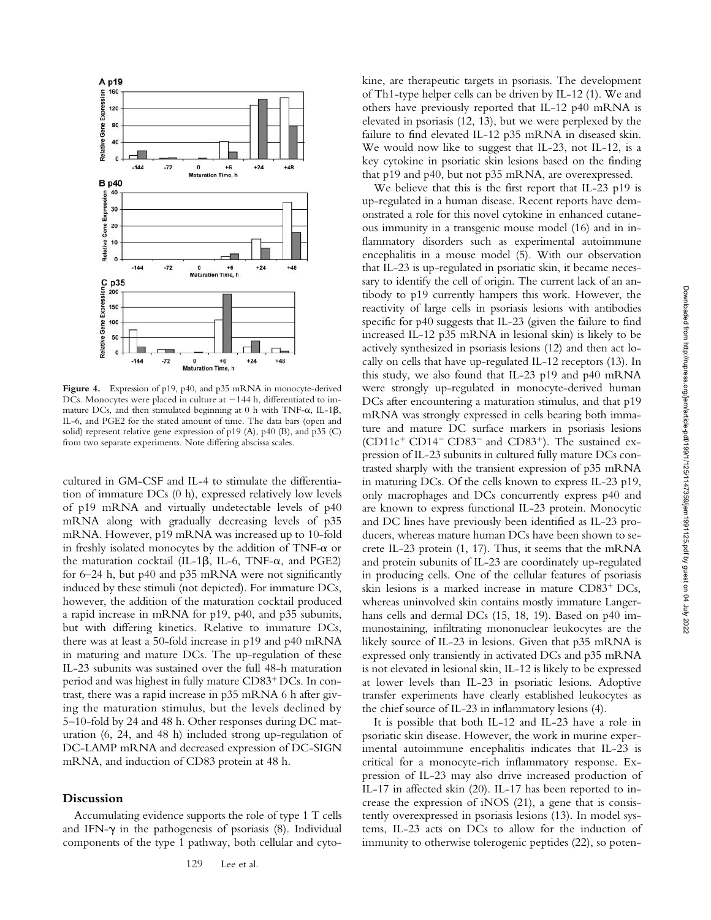**Figure 4.** Expression of p19, p40, and p35 mRNA in monocyte-derived DCs. Monocytes were placed in culture at −144 h, differentiated to immature DCs, and then stimulated beginning at 0 h with TNF-α, IL-1β, IL-6, and PGE2 for the stated amount of time. The data bars (open and solid) represent relative gene expression of p19 (A), p40 (B), and p35 (C) from two separate experiments. Note differing abscissa scales.

cultured in GM-CSF and IL-4 to stimulate the differentiation of immature DCs (0 h), expressed relatively low levels of p19 mRNA and virtually undetectable levels of p40 mRNA along with gradually decreasing levels of p35 mRNA. However, p19 mRNA was increased up to 10-fold in freshly isolated monocytes by the addition of TNF-α or the maturation cocktail (IL-1β, IL-6, TNF-α, and PGE2) for 6–24 h, but p40 and p35 mRNA were not significantly induced by these stimuli (not depicted). For immature DCs, however, the addition of the maturation cocktail produced a rapid increase in mRNA for p19, p40, and p35 subunits, but with differing kinetics. Relative to immature DCs, there was at least a 50-fold increase in p19 and p40 mRNA in maturing and mature DCs. The up-regulation of these IL-23 subunits was sustained over the full 48-h maturation period and was highest in fully mature CD83$^+$ DCs. In contrast, there was a rapid increase in p35 mRNA 6 h after giving the maturation stimulus, but the levels declined by 5–10-fold by 24 and 48 h. Other responses during DC maturation (6, 24, and 48 h) included strong up-regulation of DC-LAMP mRNA and decreased expression of DC-SIGN mRNA, and induction of CD83 protein at 48 h.

## Discussion

Accumulating evidence supports the role of type 1 T cells and IFN-γ in the pathogenesis of psoriasis (8). Individual components of the type 1 pathway, both cellular and cytokine, are therapeutic targets in psoriasis. The development of Th1-type helper cells can be driven by IL-12 (1). We and others have previously reported that IL-12 p40 mRNA is elevated in psoriasis (12, 13), but we were perplexed by the failure to find elevated IL-12 p35 mRNA in diseased skin. We would now like to suggest that IL-23, not IL-12, is a key cytokine in psoriatic skin lesions based on the finding that p19 and p40, but not p35 mRNA, are overexpressed.

We believe that this is the first report that IL-23 p19 is up-regulated in a human disease. Recent reports have demonstrated a role for this novel cytokine in enhanced cutaneous immunity in a transgenic mouse model (16) and in inflammatory disorders such as experimental autoimmune encephalitis in a mouse model (5). With our observation that IL-23 is up-regulated in psoriatic skin, it became necessary to identify the cell of origin. The current lack of an antibody to p19 currently hampers this work. However, the reactivity of large cells in psoriasis lesions with antibodies specific for p40 suggests that IL-23 (given the failure to find increased IL-12 p35 mRNA in lesional skin) is likely to be actively synthesized in psoriasis lesions (12) and then act locally on cells that have up-regulated IL-12 receptors (13). In this study, we also found that IL-23 p19 and p40 mRNA were strongly up-regulated in monocyte-derived human DCs after encountering a maturation stimulus, and that p19 mRNA was strongly expressed in cells bearing both immature and mature DC surface markers in psoriasis lesions (CD11c$^+$ CD14$^-$ CD83$^-$ and CD83$^+$). The sustained expression of IL-23 subunits in cultured fully mature DCs contrasted sharply with the transient expression of p35 mRNA in maturing DCs. Of the cells known to express IL-23 p19, only macrophages and DCs concurrently express p40 and are known to express functional IL-23 protein. Monocytic and DC lines have previously been identified as IL-23 producers, whereas mature human DCs have been shown to secrete IL-23 protein (1, 17). Thus, it seems that the mRNA and protein subunits of IL-23 are coordinately up-regulated in producing cells. One of the cellular features of psoriasis skin lesions is a marked increase in mature CD83$^+$ DCs, whereas uninvolved skin contains mostly immature Langerhans cells and dermal DCs (15, 18, 19). Based on p40 immunostaining, infiltrating mononuclear leukocytes are the likely source of IL-23 in lesions. Given that p35 mRNA is expressed only transiently in activated DCs and p35 mRNA is not elevated in lesional skin, IL-12 is likely to be expressed at lower levels than IL-23 in psoriatic lesions. Adoptive transfer experiments have clearly established leukocytes as the chief source of IL-23 in inflammatory lesions (4).

It is possible that both IL-12 and IL-23 have a role in psoriatic skin disease. However, the work in murine experimental autoimmune encephalitis indicates that IL-23 is critical for a monocyte-rich inflammatory response. Expression of IL-23 may also drive increased production of IL-17 in affected skin (20). IL-17 has been reported to increase the expression of iNOS (21), a gene that is consistently overexpressed in psoriasis lesions (13). In model systems, IL-23 acts on DCs to allow for the induction of immunity to otherwise tolerogenic peptides (22), so poten-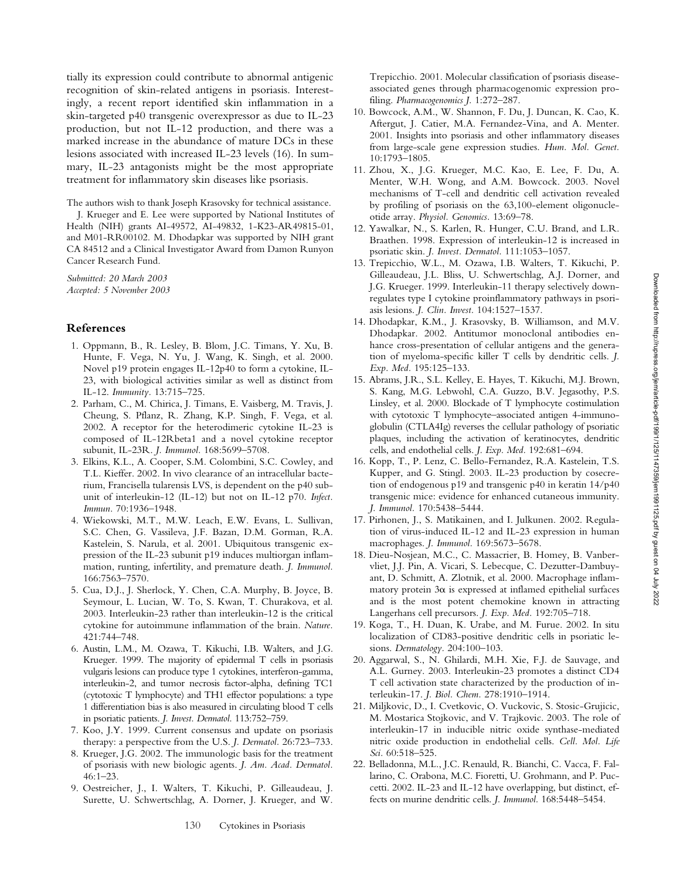tially its expression could contribute to abnormal antigenic recognition of skin-related antigens in psoriasis. Interestingly, a recent report identified skin inflammation in a skin-targeted p40 transgenic overexpressor as due to IL-23 production, but not IL-12 production, and there was a marked increase in the abundance of mature DCs in these lesions associated with increased IL-23 levels (16). In summary, IL-23 antagonists might be the most appropriate treatment for inflammatory skin diseases like psoriasis.

The authors wish to thank Joseph Krasovsky for technical assistance.

J. Krueger and E. Lee were supported by National Institutes of Health (NIH) grants AI-49572, AI-49832, 1-K23-AR49815-01, and M01-RR00102. M. Dhodapkar was supported by NIH grant CA 84512 and a Clinical Investigator Award from Damon Runyon Cancer Research Fund.

*Submitted: 20 March 2003*
*Accepted: 5 November 2003*

## References

1. Oppmann, B., R. Lesley, B. Blom, J.C. Timans, Y. Xu, B. Hunte, F. Vega, N. Yu, J. Wang, K. Singh, et al. 2000. Novel p19 protein engages IL-12p40 to form a cytokine, IL-23, with biological activities similar as well as distinct from IL-12. *Immunity.* 13:715–725.
2. Parham, C., M. Chirica, J. Timans, E. Vaisberg, M. Travis, J. Cheung, S. Pflanz, R. Zhang, K.P. Singh, F. Vega, et al. 2002. A receptor for the heterodimeric cytokine IL-23 is composed of IL-12Rbeta1 and a novel cytokine receptor subunit, IL-23R. *J. Immunol.* 168:5699–5708.
3. Elkins, K.L., A. Cooper, S.M. Colombini, S.C. Cowley, and T.L. Kieffer. 2002. In vivo clearance of an intracellular bacterium, Francisella tularensis LVS, is dependent on the p40 subunit of interleukin-12 (IL-12) but not on IL-12 p70. *Infect. Immun.* 70:1936–1948.
4. Wiekowski, M.T., M.W. Leach, E.W. Evans, L. Sullivan, S.C. Chen, G. Vassileva, J.F. Bazan, D.M. Gorman, R.A. Kastelein, S. Narula, et al. 2001. Ubiquitous transgenic expression of the IL-23 subunit p19 induces multiorgan inflammation, runting, infertility, and premature death. *J. Immunol.* 166:7563–7570.
5. Cua, D.J., J. Sherlock, Y. Chen, C.A. Murphy, B. Joyce, B. Seymour, L. Lucian, W. To, S. Kwan, T. Churakova, et al. 2003. Interleukin-23 rather than interleukin-12 is the critical cytokine for autoimmune inflammation of the brain. *Nature.* 421:744–748.
6. Austin, L.M., M. Ozawa, T. Kikuchi, I.B. Walters, and J.G. Krueger. 1999. The majority of epidermal T cells in psoriasis vulgaris lesions can produce type 1 cytokines, interferon-gamma, interleukin-2, and tumor necrosis factor-alpha, defining TC1 (cytotoxic T lymphocyte) and TH1 effector populations: a type 1 differentiation bias is also measured in circulating blood T cells in psoriatic patients. *J. Invest. Dermatol.* 113:752–759.
7. Koo, J.Y. 1999. Current consensus and update on psoriasis therapy: a perspective from the U.S. *J. Dermatol.* 26:723–733.
8. Krueger, J.G. 2002. The immunologic basis for the treatment of psoriasis with new biologic agents. *J. Am. Acad. Dermatol.* 46:1–23.
9. Oestreicher, J., I. Walters, T. Kikuchi, P. Gilleaudeau, J. Surette, U. Schwertschlag, A. Dorner, J. Krueger, and W. Trepicchio. 2001. Molecular classification of psoriasis disease-associated genes through pharmacogenomic expression profiling. *Pharmacogenomics J.* 1:272–287.
10. Bowcock, A.M., W. Shannon, F. Du, J. Duncan, K. Cao, K. Aftergut, J. Catier, M.A. Fernandez-Vina, and A. Menter. 2001. Insights into psoriasis and other inflammatory diseases from large-scale gene expression studies. *Hum. Mol. Genet.* 10:1793–1805.
11. Zhou, X., J.G. Krueger, M.C. Kao, E. Lee, F. Du, A. Menter, W.H. Wong, and A.M. Bowcock. 2003. Novel mechanisms of T-cell and dendritic cell activation revealed by profiling of psoriasis on the 63,100-element oligonucleotide array. *Physiol. Genomics.* 13:69–78.
12. Yawalkar, N., S. Karlen, R. Hunger, C.U. Brand, and L.R. Braathen. 1998. Expression of interleukin-12 is increased in psoriatic skin. *J. Invest. Dermatol.* 111:1053–1057.
13. Trepicchio, W.L., M. Ozawa, I.B. Walters, T. Kikuchi, P. Gilleaudeau, J.L. Bliss, U. Schwertschlag, A.J. Dorner, and J.G. Krueger. 1999. Interleukin-11 therapy selectively downregulates type I cytokine proinflammatory pathways in psoriasis lesions. *J. Clin. Invest.* 104:1527–1537.
14. Dhodapkar, K.M., J. Krasovsky, B. Williamson, and M.V. Dhodapkar. 2002. Antitumor monoclonal antibodies enhance cross-presentation of cellular antigens and the generation of myeloma-specific killer T cells by dendritic cells. *J. Exp. Med.* 195:125–133.
15. Abrams, J.R., S.L. Kelley, E. Hayes, T. Kikuchi, M.J. Brown, S. Kang, M.G. Lebwohl, C.A. Guzzo, B.V. Jegasothy, P.S. Linsley, et al. 2000. Blockade of T lymphocyte costimulation with cytotoxic T lymphocyte–associated antigen 4-immunoglobulin (CTLA4Ig) reverses the cellular pathology of psoriatic plaques, including the activation of keratinocytes, dendritic cells, and endothelial cells. *J. Exp. Med.* 192:681–694.
16. Kopp, T., P. Lenz, C. Bello-Fernandez, R.A. Kastelein, T.S. Kupper, and G. Stingl. 2003. IL-23 production by cosecretion of endogenous p19 and transgenic p40 in keratin 14/p40 transgenic mice: evidence for enhanced cutaneous immunity. *J. Immunol.* 170:5438–5444.
17. Pirhonen, J., S. Matikainen, and I. Julkunen. 2002. Regulation of virus-induced IL-12 and IL-23 expression in human macrophages. *J. Immunol.* 169:5673–5678.
18. Dieu-Nosjean, M.C., C. Massacrier, B. Homey, B. Vanbervliet, J.J. Pin, A. Vicari, S. Lebecque, C. Dezutter-Dambuyant, D. Schmitt, A. Zlotnik, et al. 2000. Macrophage inflammatory protein 3α is expressed at inflamed epithelial surfaces and is the most potent chemokine known in attracting Langerhans cell precursors. *J. Exp. Med.* 192:705–718.
19. Koga, T., H. Duan, K. Urabe, and M. Furue. 2002. In situ localization of CD83-positive dendritic cells in psoriatic lesions. *Dermatology.* 204:100–103.
20. Aggarwal, S., N. Ghilardi, M.H. Xie, F.J. de Sauvage, and A.L. Gurney. 2003. Interleukin-23 promotes a distinct CD4 T cell activation state characterized by the production of interleukin-17. *J. Biol. Chem.* 278:1910–1914.
21. Miljkovic, D., I. Cvetkovic, O. Vuckovic, S. Stosic-Grujicic, M. Mostarica Stojkovic, and V. Trajkovic. 2003. The role of interleukin-17 in inducible nitric oxide synthase-mediated nitric oxide production in endothelial cells. *Cell. Mol. Life Sci.* 60:518–525.
22. Belladonna, M.L., J.C. Renauld, R. Bianchi, C. Vacca, F. Fallarino, C. Orabona, M.C. Fioretti, U. Grohmann, and P. Puccetti. 2002. IL-23 and IL-12 have overlapping, but distinct, effects on murine dendritic cells. *J. Immunol.* 168:5448–5454.